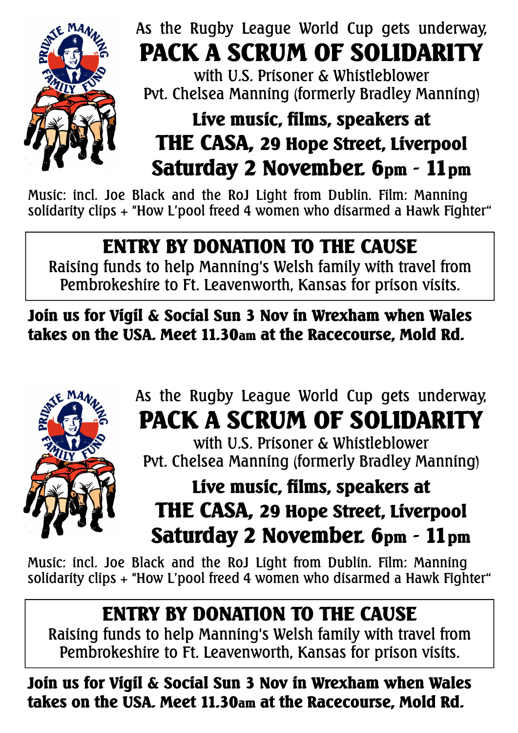As the Rugby League World Cup gets underway,

# PACK A SCRUM OF SOLIDARITY

with U.S. Prisoner & Whistleblower
Pvt. Chelsea Manning (formerly Bradley Manning)

## Live music, films, speakers at
## THE CASA, 29 Hope Street, Liverpool
## Saturday 2 November. 6pm - 11pm

Music: incl. Joe Black and the RoJ Light from Dublin. Film: Manning solidarity clips + "How L'pool freed 4 women who disarmed a Hawk Fighter"

**ENTRY BY DONATION TO THE CAUSE**

Raising funds to help Manning's Welsh family with travel from Pembrokeshire to Ft. Leavenworth, Kansas for prison visits.

**Join us for Vigil & Social Sun 3 Nov in Wrexham when Wales takes on the USA. Meet 11.30am at the Racecourse, Mold Rd.**

---

As the Rugby League World Cup gets underway,

# PACK A SCRUM OF SOLIDARITY

with U.S. Prisoner & Whistleblower
Pvt. Chelsea Manning (formerly Bradley Manning)

## Live music, films, speakers at
## THE CASA, 29 Hope Street, Liverpool
## Saturday 2 November. 6pm - 11pm

Music: incl. Joe Black and the RoJ Light from Dublin. Film: Manning solidarity clips + "How L'pool freed 4 women who disarmed a Hawk Fighter"

**ENTRY BY DONATION TO THE CAUSE**

Raising funds to help Manning's Welsh family with travel from Pembrokeshire to Ft. Leavenworth, Kansas for prison visits.

**Join us for Vigil & Social Sun 3 Nov in Wrexham when Wales takes on the USA. Meet 11.30am at the Racecourse, Mold Rd.**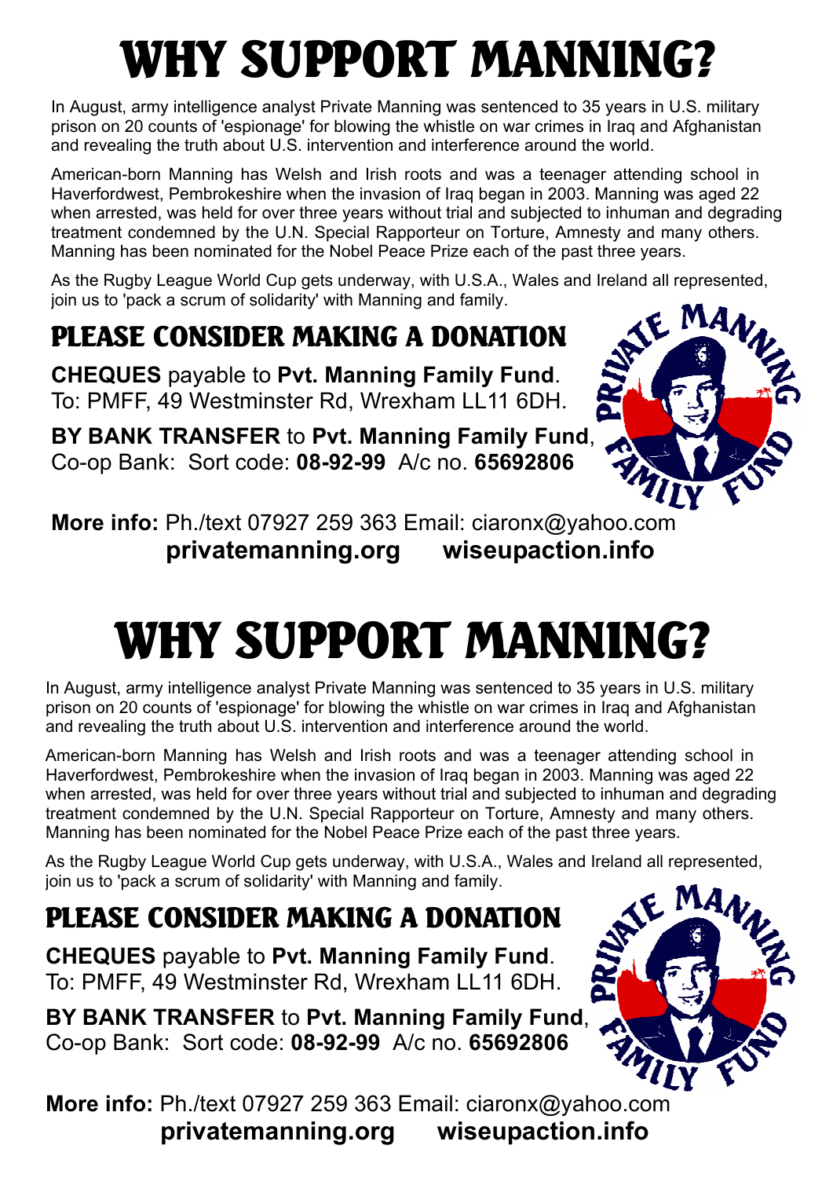# WHY SUPPORT MANNING?

In August, army intelligence analyst Private Manning was sentenced to 35 years in U.S. military prison on 20 counts of 'espionage' for blowing the whistle on war crimes in Iraq and Afghanistan and revealing the truth about U.S. intervention and interference around the world.

American-born Manning has Welsh and Irish roots and was a teenager attending school in Haverfordwest, Pembrokeshire when the invasion of Iraq began in 2003. Manning was aged 22 when arrested, was held for over three years without trial and subjected to inhuman and degrading treatment condemned by the U.N. Special Rapporteur on Torture, Amnesty and many others. Manning has been nominated for the Nobel Peace Prize each of the past three years.

As the Rugby League World Cup gets underway, with U.S.A., Wales and Ireland all represented, join us to 'pack a scrum of solidarity' with Manning and family.

## PLEASE CONSIDER MAKING A DONATION

**CHEQUES** payable to **Pvt. Manning Family Fund**.
To: PMFF, 49 Westminster Rd, Wrexham LL11 6DH.

**BY BANK TRANSFER** to **Pvt. Manning Family Fund**,
Co-op Bank: Sort code: **08-92-99** A/c no. **65692806**

PRIVATE MANNING FAMILY FUND

**More info:** Ph./text 07927 259 363 Email: ciaronx@yahoo.com
**privatemanning.org** **wiseupaction.info**

# WHY SUPPORT MANNING?

In August, army intelligence analyst Private Manning was sentenced to 35 years in U.S. military prison on 20 counts of 'espionage' for blowing the whistle on war crimes in Iraq and Afghanistan and revealing the truth about U.S. intervention and interference around the world.

American-born Manning has Welsh and Irish roots and was a teenager attending school in Haverfordwest, Pembrokeshire when the invasion of Iraq began in 2003. Manning was aged 22 when arrested, was held for over three years without trial and subjected to inhuman and degrading treatment condemned by the U.N. Special Rapporteur on Torture, Amnesty and many others. Manning has been nominated for the Nobel Peace Prize each of the past three years.

As the Rugby League World Cup gets underway, with U.S.A., Wales and Ireland all represented, join us to 'pack a scrum of solidarity' with Manning and family.

## PLEASE CONSIDER MAKING A DONATION

**CHEQUES** payable to **Pvt. Manning Family Fund**.
To: PMFF, 49 Westminster Rd, Wrexham LL11 6DH.

**BY BANK TRANSFER** to **Pvt. Manning Family Fund**,
Co-op Bank: Sort code: **08-92-99** A/c no. **65692806**

PRIVATE MANNING FAMILY FUND

**More info:** Ph./text 07927 259 363 Email: ciaronx@yahoo.com
**privatemanning.org** **wiseupaction.info**